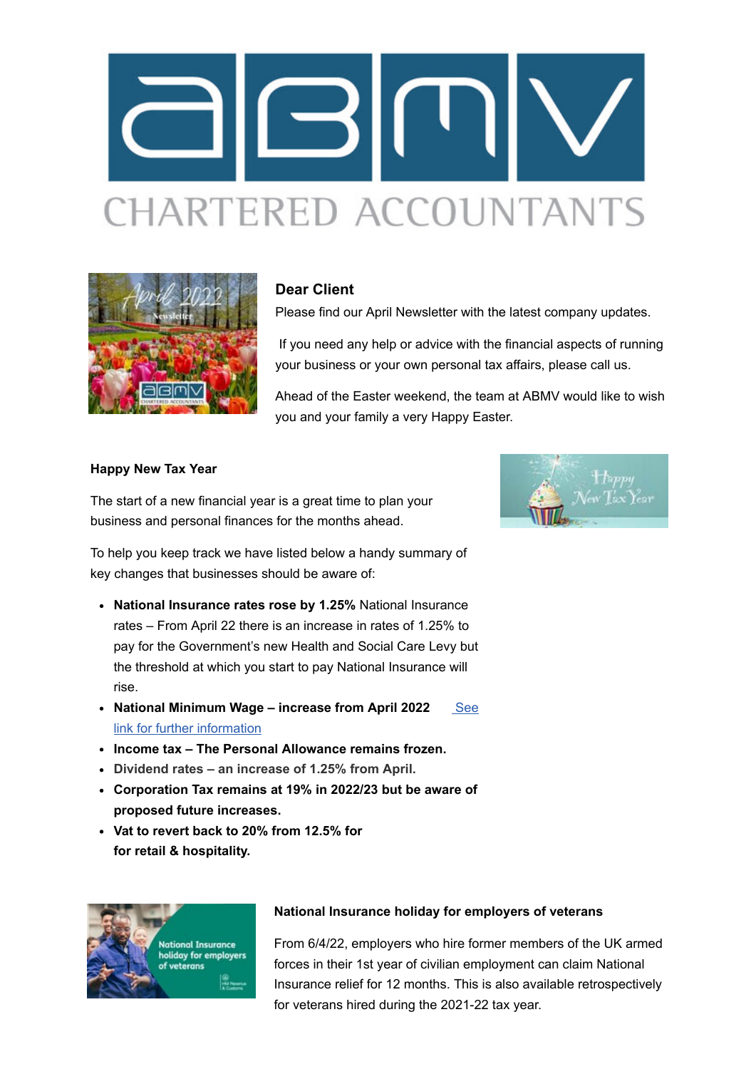**Dear Client**

Please find our April Newsletter with the latest company updates.

If you need any help or advice with the financial aspects of running your business or your own personal tax affairs, please call us.

Ahead of the Easter weekend, the team at ABMV would like to wish you and your family a very Happy Easter.

**Happy New Tax Year**

The start of a new financial year is a great time to plan your business and personal finances for the months ahead.

To help you keep track we have listed below a handy summary of key changes that businesses should be aware of:

- **National Insurance rates rose by 1.25%** National Insurance rates – From April 22 there is an increase in rates of 1.25% to pay for the Government's new Health and Social Care Levy but the threshold at which you start to pay National Insurance will rise.
- **National Minimum Wage – increase from April 2022** See link for further information
- **Income tax – The Personal Allowance remains frozen.**
- **Dividend rates – an increase of 1.25% from April.**
- **Corporation Tax remains at 19% in 2022/23 but be aware of proposed future increases.**
- **Vat to revert back to 20% from 12.5% for for retail & hospitality.**

**National Insurance holiday for employers of veterans**

From 6/4/22, employers who hire former members of the UK armed forces in their 1st year of civilian employment can claim National Insurance relief for 12 months. This is also available retrospectively for veterans hired during the 2021-22 tax year.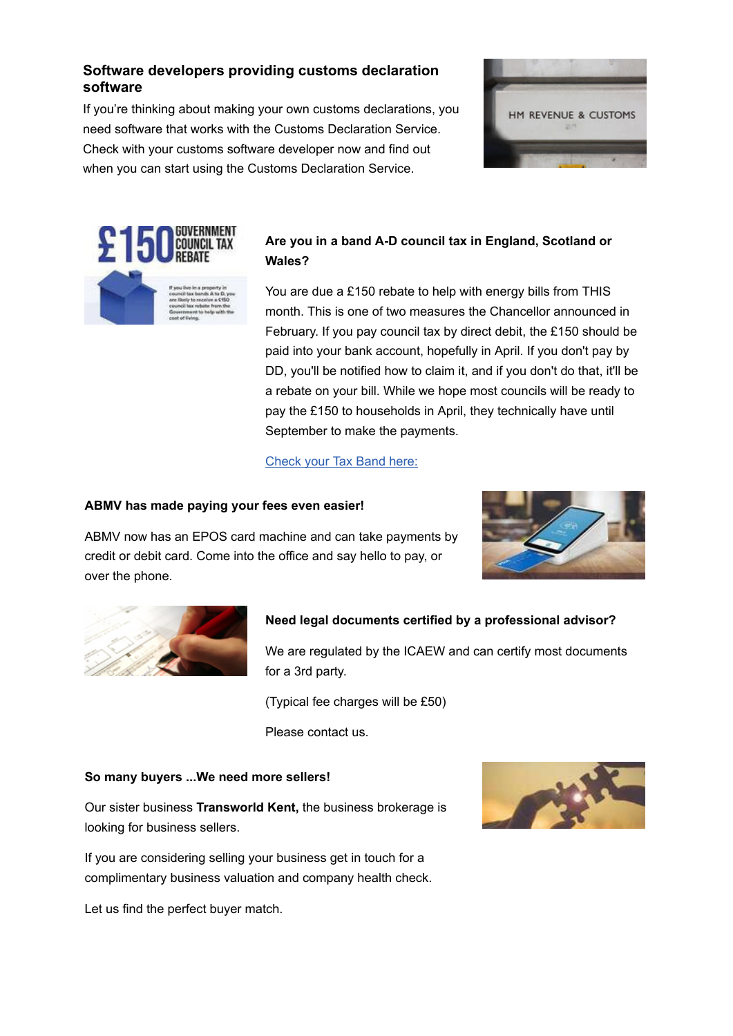### Software developers providing customs declaration software

If you're thinking about making your own customs declarations, you need software that works with the Customs Declaration Service. Check with your customs software developer now and find out when you can start using the Customs Declaration Service.

### Are you in a band A-D council tax in England, Scotland or Wales?

You are due a £150 rebate to help with energy bills from THIS month. This is one of two measures the Chancellor announced in February. If you pay council tax by direct debit, the £150 should be paid into your bank account, hopefully in April. If you don't pay by DD, you'll be notified how to claim it, and if you don't do that, it'll be a rebate on your bill. While we hope most councils will be ready to pay the £150 to households in April, they technically have until September to make the payments.

[Check your Tax Band here:]

### ABMV has made paying your fees even easier!

ABMV now has an EPOS card machine and can take payments by credit or debit card. Come into the office and say hello to pay, or over the phone.

### Need legal documents certified by a professional advisor?

We are regulated by the ICAEW and can certify most documents for a 3rd party.

(Typical fee charges will be £50)

Please contact us.

### So many buyers ...We need more sellers!

Our sister business **Transworld Kent,** the business brokerage is looking for business sellers.

If you are considering selling your business get in touch for a complimentary business valuation and company health check.

Let us find the perfect buyer match.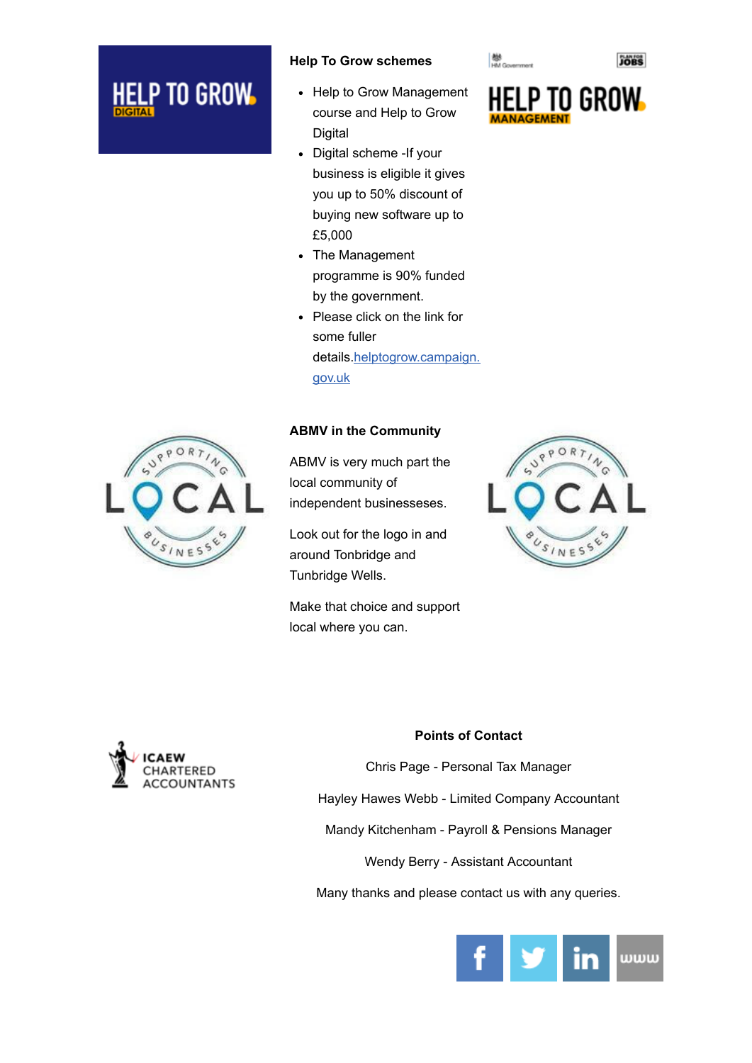**Help To Grow schemes**

- Help to Grow Management course and Help to Grow Digital
- Digital scheme -If your business is eligible it gives you up to 50% discount of buying new software up to £5,000
- The Management programme is 90% funded by the government.
- Please click on the link for some fuller details.[helptogrow.campaign.gov.uk](helptogrow.campaign.gov.uk)

**ABMV in the Community**

ABMV is very much part the local community of independent businesseses.

Look out for the logo in and around Tonbridge and Tunbridge Wells.

Make that choice and support local where you can.

**Points of Contact**

Chris Page - Personal Tax Manager

Hayley Hawes Webb - Limited Company Accountant

Mandy Kitchenham - Payroll & Pensions Manager

Wendy Berry - Assistant Accountant

Many thanks and please contact us with any queries.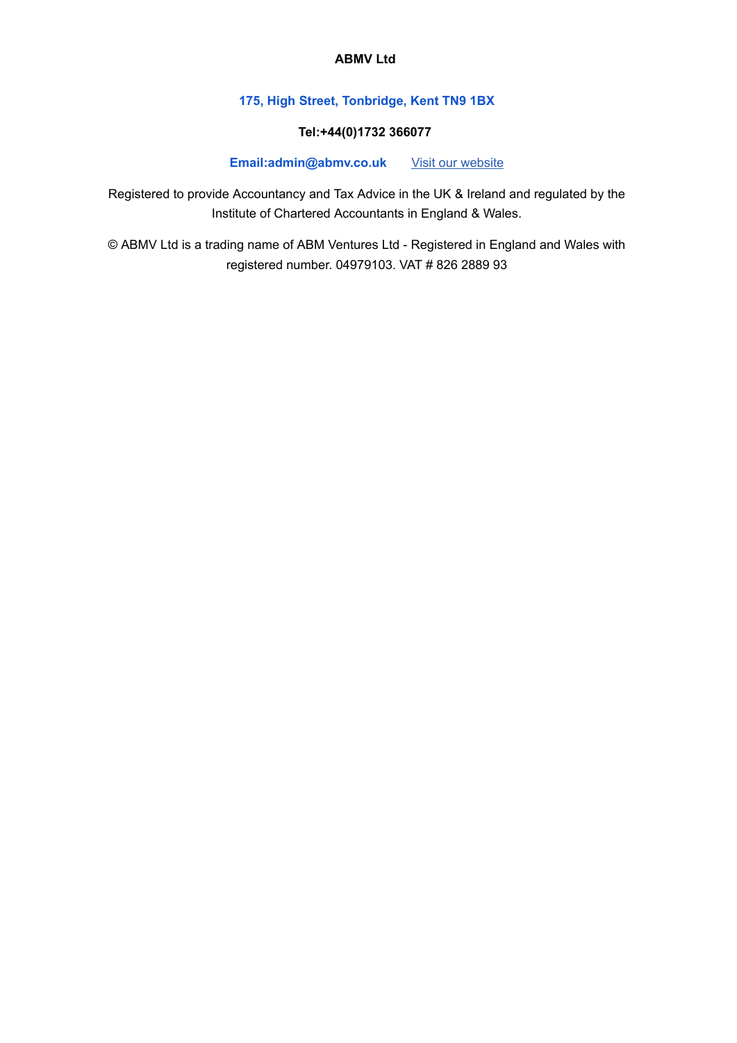**ABMV Ltd**

**175, High Street, Tonbridge, Kent TN9 1BX**

**Tel:+44(0)1732 366077**

**Email:admin@abmv.co.uk** Visit our website

Registered to provide Accountancy and Tax Advice in the UK & Ireland and regulated by the Institute of Chartered Accountants in England & Wales.

© ABMV Ltd is a trading name of ABM Ventures Ltd - Registered in England and Wales with registered number. 04979103. VAT # 826 2889 93